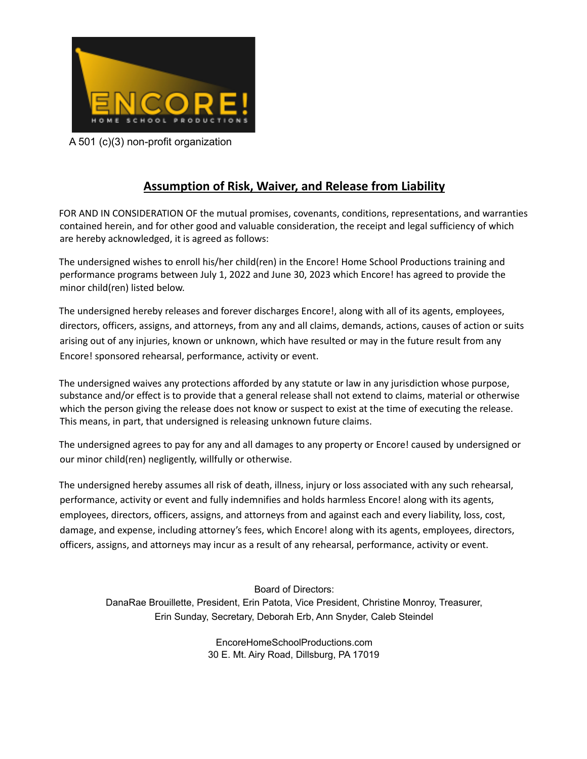ENCORE!

HOME SCHOOL PRODUCTIONS

A 501 (c)(3) non-profit organization

## Assumption of Risk, Waiver, and Release from Liability

FOR AND IN CONSIDERATION OF the mutual promises, covenants, conditions, representations, and warranties contained herein, and for other good and valuable consideration, the receipt and legal sufficiency of which are hereby acknowledged, it is agreed as follows:

The undersigned wishes to enroll his/her child(ren) in the Encore! Home School Productions training and performance programs between July 1, 2022 and June 30, 2023 which Encore! has agreed to provide the minor child(ren) listed below.

The undersigned hereby releases and forever discharges Encore!, along with all of its agents, employees, directors, officers, assigns, and attorneys, from any and all claims, demands, actions, causes of action or suits arising out of any injuries, known or unknown, which have resulted or may in the future result from any Encore! sponsored rehearsal, performance, activity or event.

The undersigned waives any protections afforded by any statute or law in any jurisdiction whose purpose, substance and/or effect is to provide that a general release shall not extend to claims, material or otherwise which the person giving the release does not know or suspect to exist at the time of executing the release. This means, in part, that undersigned is releasing unknown future claims.

The undersigned agrees to pay for any and all damages to any property or Encore! caused by undersigned or our minor child(ren) negligently, willfully or otherwise.

The undersigned hereby assumes all risk of death, illness, injury or loss associated with any such rehearsal, performance, activity or event and fully indemnifies and holds harmless Encore! along with its agents, employees, directors, officers, assigns, and attorneys from and against each and every liability, loss, cost, damage, and expense, including attorney's fees, which Encore! along with its agents, employees, directors, officers, assigns, and attorneys may incur as a result of any rehearsal, performance, activity or event.

Board of Directors:
DanaRae Brouillette, President, Erin Patota, Vice President, Christine Monroy, Treasurer,
Erin Sunday, Secretary, Deborah Erb, Ann Snyder, Caleb Steindel

EncoreHomeSchoolProductions.com
30 E. Mt. Airy Road, Dillsburg, PA 17019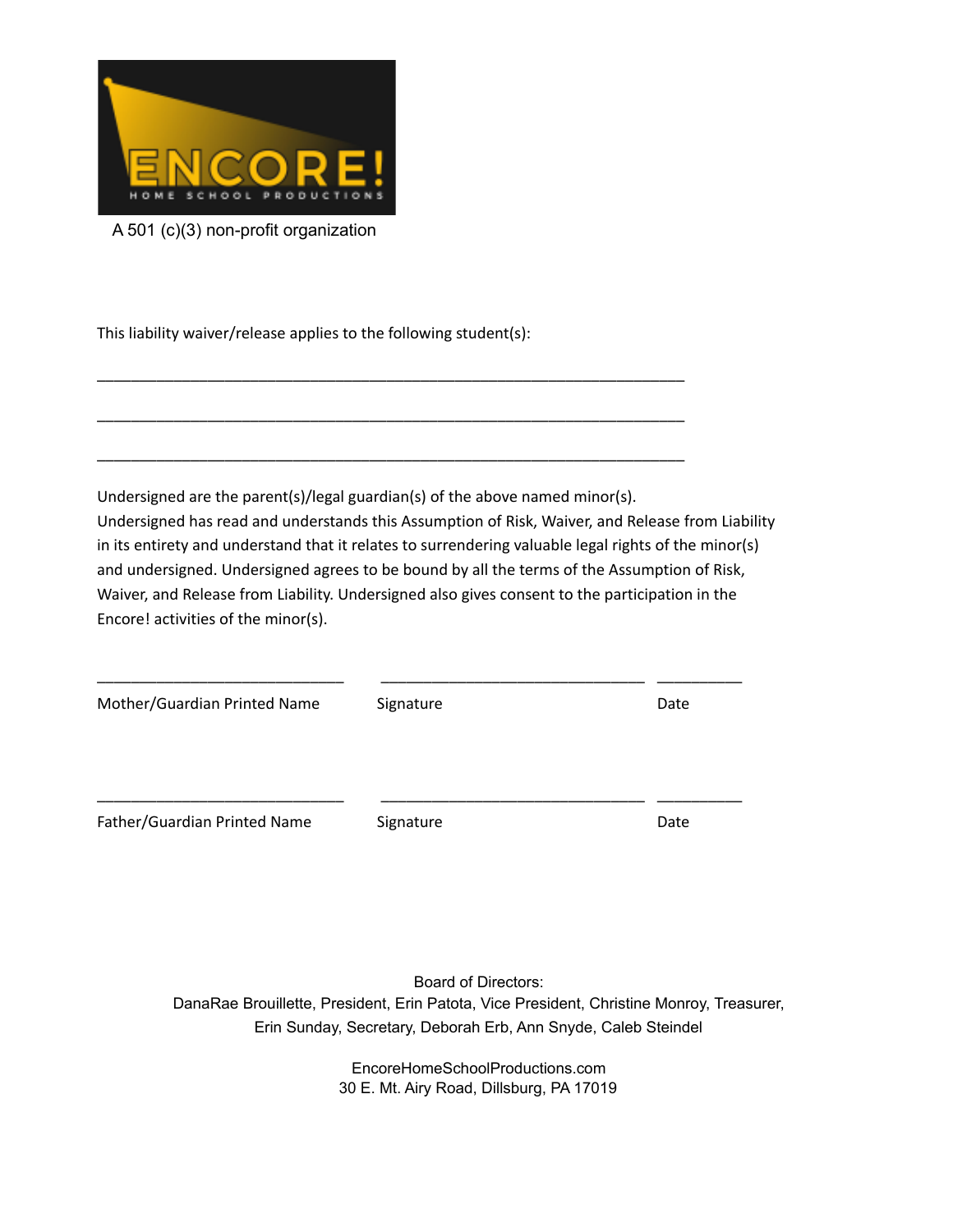ENCORE!

HOME SCHOOL PRODUCTIONS

A 501 (c)(3) non-profit organization

This liability waiver/release applies to the following student(s):

\_\_\_\_\_\_\_\_\_\_\_\_\_\_\_\_\_\_\_\_\_\_\_\_\_\_\_\_\_\_\_\_\_\_\_\_\_\_\_\_\_\_\_\_\_\_\_\_\_\_\_\_\_\_\_\_\_\_\_\_\_\_\_\_\_\_\_\_

\_\_\_\_\_\_\_\_\_\_\_\_\_\_\_\_\_\_\_\_\_\_\_\_\_\_\_\_\_\_\_\_\_\_\_\_\_\_\_\_\_\_\_\_\_\_\_\_\_\_\_\_\_\_\_\_\_\_\_\_\_\_\_\_\_\_\_\_

\_\_\_\_\_\_\_\_\_\_\_\_\_\_\_\_\_\_\_\_\_\_\_\_\_\_\_\_\_\_\_\_\_\_\_\_\_\_\_\_\_\_\_\_\_\_\_\_\_\_\_\_\_\_\_\_\_\_\_\_\_\_\_\_\_\_\_\_

Undersigned are the parent(s)/legal guardian(s) of the above named minor(s). Undersigned has read and understands this Assumption of Risk, Waiver, and Release from Liability in its entirety and understand that it relates to surrendering valuable legal rights of the minor(s) and undersigned. Undersigned agrees to be bound by all the terms of the Assumption of Risk, Waiver, and Release from Liability. Undersigned also gives consent to the participation in the Encore! activities of the minor(s).

\_\_\_\_\_\_\_\_\_\_\_\_\_\_\_\_\_\_\_\_\_\_\_\_\_\_\_\_\_ \_\_\_\_\_\_\_\_\_\_\_\_\_\_\_\_\_\_\_\_\_\_\_\_\_\_\_\_\_\_\_ \_\_\_\_\_\_\_\_\_\_

Mother/Guardian Printed Name Signature Date

\_\_\_\_\_\_\_\_\_\_\_\_\_\_\_\_\_\_\_\_\_\_\_\_\_\_\_\_\_ \_\_\_\_\_\_\_\_\_\_\_\_\_\_\_\_\_\_\_\_\_\_\_\_\_\_\_\_\_\_\_ \_\_\_\_\_\_\_\_\_\_

Father/Guardian Printed Name Signature Date

Board of Directors:
DanaRae Brouillette, President, Erin Patota, Vice President, Christine Monroy, Treasurer, Erin Sunday, Secretary, Deborah Erb, Ann Snyde, Caleb Steindel

EncoreHomeSchoolProductions.com
30 E. Mt. Airy Road, Dillsburg, PA 17019